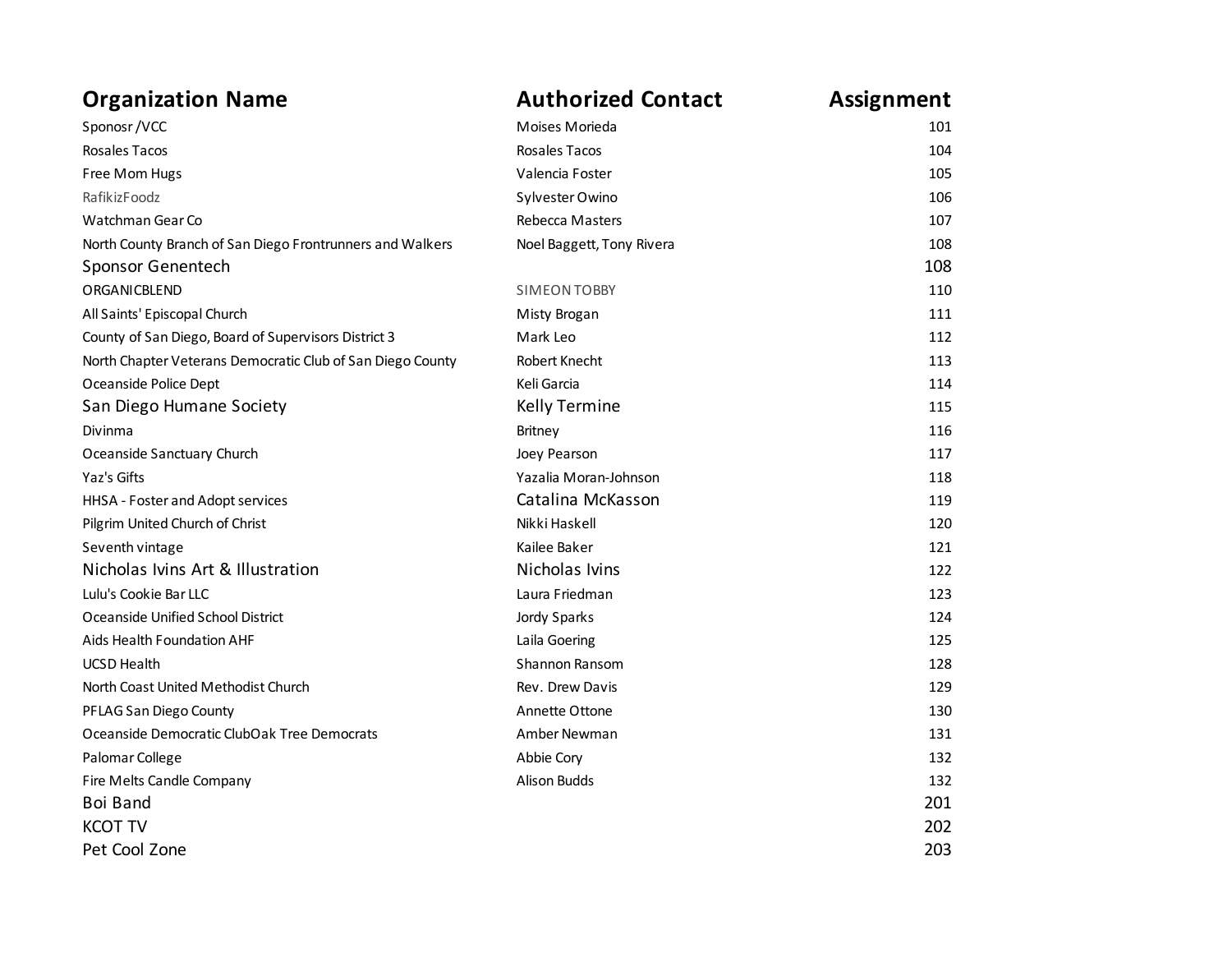| Organization Name | Authorized Contact | Assignment |
|---|---|---|
| Sponosr /VCC | Moises Morieda | 101 |
| Rosales Tacos | Rosales Tacos | 104 |
| Free Mom Hugs | Valencia Foster | 105 |
| RafikizFoodz | Sylvester Owino | 106 |
| Watchman Gear Co | Rebecca Masters | 107 |
| North County Branch of San Diego Frontrunners and Walkers | Noel Baggett, Tony Rivera | 108 |
| Sponsor Genentech | | 108 |
| ORGANICBLEND | SIMEON TOBBY | 110 |
| All Saints' Episcopal Church | Misty Brogan | 111 |
| County of San Diego, Board of Supervisors District 3 | Mark Leo | 112 |
| North Chapter Veterans Democratic Club of San Diego County | Robert Knecht | 113 |
| Oceanside Police Dept | Keli Garcia | 114 |
| San Diego Humane Society | Kelly Termine | 115 |
| Divinma | Britney | 116 |
| Oceanside Sanctuary Church | Joey Pearson | 117 |
| Yaz's Gifts | Yazalia Moran-Johnson | 118 |
| HHSA - Foster and Adopt services | Catalina McKasson | 119 |
| Pilgrim United Church of Christ | Nikki Haskell | 120 |
| Seventh vintage | Kailee Baker | 121 |
| Nicholas Ivins Art & Illustration | Nicholas Ivins | 122 |
| Lulu's Cookie Bar LLC | Laura Friedman | 123 |
| Oceanside Unified School District | Jordy Sparks | 124 |
| Aids Health Foundation AHF | Laila Goering | 125 |
| UCSD Health | Shannon Ransom | 128 |
| North Coast United Methodist Church | Rev. Drew Davis | 129 |
| PFLAG San Diego County | Annette Ottone | 130 |
| Oceanside Democratic ClubOak Tree Democrats | Amber Newman | 131 |
| Palomar College | Abbie Cory | 132 |
| Fire Melts Candle Company | Alison Budds | 132 |
| Boi Band | | 201 |
| KCOT TV | | 202 |
| Pet Cool Zone | | 203 |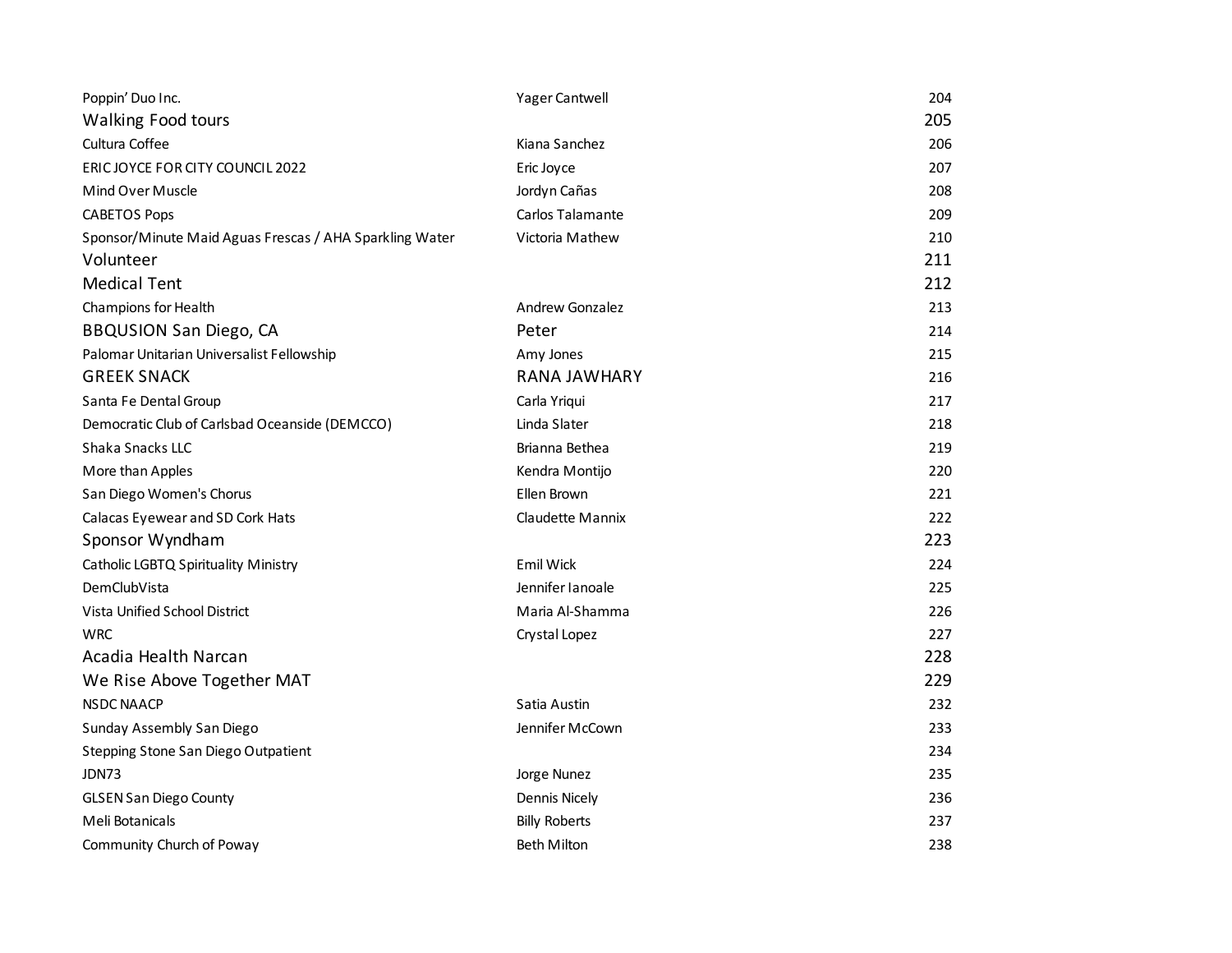| | | |
|---|---|---|
| Poppin' Duo Inc. | Yager Cantwell | 204 |
| Walking Food tours | | 205 |
| Cultura Coffee | Kiana Sanchez | 206 |
| ERIC JOYCE FOR CITY COUNCIL 2022 | Eric Joyce | 207 |
| Mind Over Muscle | Jordyn Cañas | 208 |
| CABETOS Pops | Carlos Talamante | 209 |
| Sponsor/Minute Maid Aguas Frescas / AHA Sparkling Water | Victoria Mathew | 210 |
| Volunteer | | 211 |
| Medical Tent | | 212 |
| Champions for Health | Andrew Gonzalez | 213 |
| BBQUSION San Diego, CA | Peter | 214 |
| Palomar Unitarian Universalist Fellowship | Amy Jones | 215 |
| GREEK SNACK | RANA JAWHARY | 216 |
| Santa Fe Dental Group | Carla Yriqui | 217 |
| Democratic Club of Carlsbad Oceanside (DEMCCO) | Linda Slater | 218 |
| Shaka Snacks LLC | Brianna Bethea | 219 |
| More than Apples | Kendra Montijo | 220 |
| San Diego Women's Chorus | Ellen Brown | 221 |
| Calacas Eyewear and SD Cork Hats | Claudette Mannix | 222 |
| Sponsor Wyndham | | 223 |
| Catholic LGBTQ Spirituality Ministry | Emil Wick | 224 |
| DemClubVista | Jennifer Ianoale | 225 |
| Vista Unified School District | Maria Al-Shamma | 226 |
| WRC | Crystal Lopez | 227 |
| Acadia Health Narcan | | 228 |
| We Rise Above Together MAT | | 229 |
| NSDC NAACP | Satia Austin | 232 |
| Sunday Assembly San Diego | Jennifer McCown | 233 |
| Stepping Stone San Diego Outpatient | | 234 |
| JDN73 | Jorge Nunez | 235 |
| GLSEN San Diego County | Dennis Nicely | 236 |
| Meli Botanicals | Billy Roberts | 237 |
| Community Church of Poway | Beth Milton | 238 |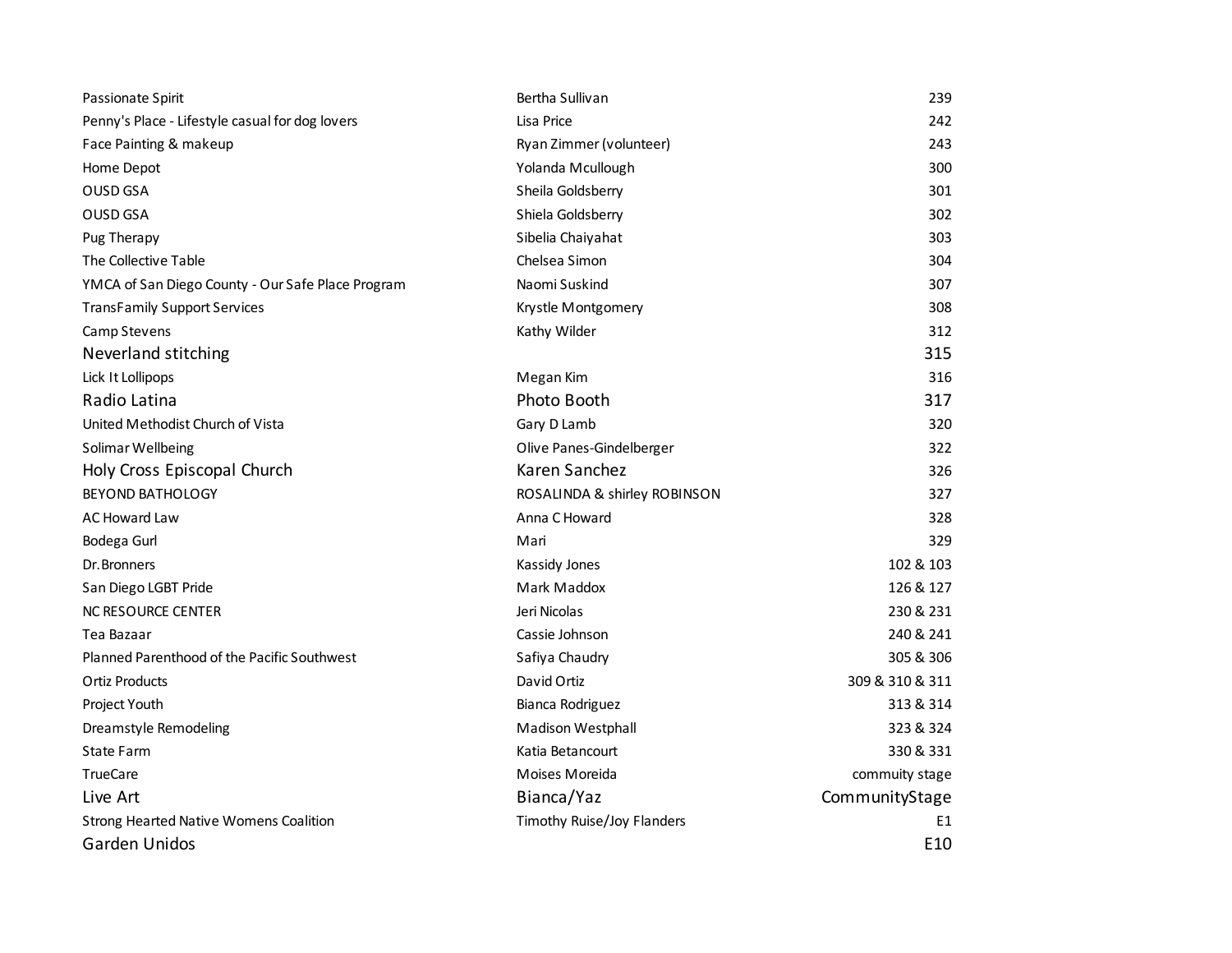| | | |
|---|---|---|
| Passionate Spirit | Bertha Sullivan | 239 |
| Penny's Place - Lifestyle casual for dog lovers | Lisa Price | 242 |
| Face Painting & makeup | Ryan Zimmer (volunteer) | 243 |
| Home Depot | Yolanda Mcullough | 300 |
| OUSD GSA | Sheila Goldsberry | 301 |
| OUSD GSA | Shiela Goldsberry | 302 |
| Pug Therapy | Sibelia Chaiyahat | 303 |
| The Collective Table | Chelsea Simon | 304 |
| YMCA of San Diego County - Our Safe Place Program | Naomi Suskind | 307 |
| TransFamily Support Services | Krystle Montgomery | 308 |
| Camp Stevens | Kathy Wilder | 312 |
| Neverland stitching | | 315 |
| Lick It Lollipops | Megan Kim | 316 |
| Radio Latina | Photo Booth | 317 |
| United Methodist Church of Vista | Gary D Lamb | 320 |
| Solimar Wellbeing | Olive Panes-Gindelberger | 322 |
| Holy Cross Episcopal Church | Karen Sanchez | 326 |
| BEYOND BATHOLOGY | ROSALINDA & shirley ROBINSON | 327 |
| AC Howard Law | Anna C Howard | 328 |
| Bodega Gurl | Mari | 329 |
| Dr.Bronners | Kassidy Jones | 102 & 103 |
| San Diego LGBT Pride | Mark Maddox | 126 & 127 |
| NC RESOURCE CENTER | Jeri Nicolas | 230 & 231 |
| Tea Bazaar | Cassie Johnson | 240 & 241 |
| Planned Parenthood of the Pacific Southwest | Safiya Chaudry | 305 & 306 |
| Ortiz Products | David Ortiz | 309 & 310 & 311 |
| Project Youth | Bianca Rodriguez | 313 & 314 |
| Dreamstyle Remodeling | Madison Westphall | 323 & 324 |
| State Farm | Katia Betancourt | 330 & 331 |
| TrueCare | Moises Moreida | commuity stage |
| Live Art | Bianca/Yaz | CommunityStage |
| Strong Hearted Native Womens Coalition | Timothy Ruise/Joy Flanders | E1 |
| Garden Unidos | | E10 |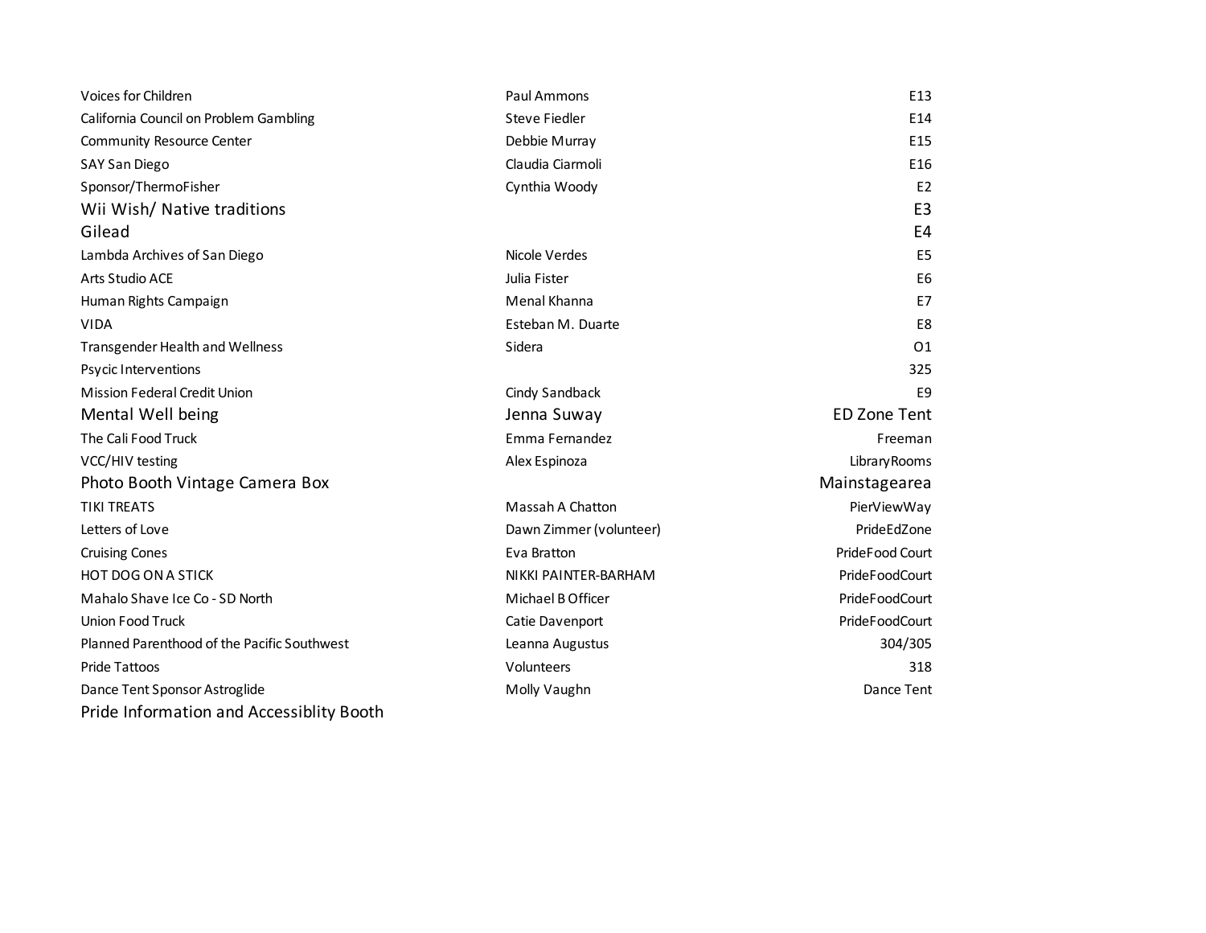| | | |
|---|---|---|
| Voices for Children | Paul Ammons | E13 |
| California Council on Problem Gambling | Steve Fiedler | E14 |
| Community Resource Center | Debbie Murray | E15 |
| SAY San Diego | Claudia Ciarmoli | E16 |
| Sponsor/ThermoFisher | Cynthia Woody | E2 |
| Wii Wish/ Native traditions | | E3 |
| Gilead | | E4 |
| Lambda Archives of San Diego | Nicole Verdes | E5 |
| Arts Studio ACE | Julia Fister | E6 |
| Human Rights Campaign | Menal Khanna | E7 |
| VIDA | Esteban M. Duarte | E8 |
| Transgender Health and Wellness | Sidera | O1 |
| Psycic Interventions | | 325 |
| Mission Federal Credit Union | Cindy Sandback | E9 |
| Mental Well being | Jenna Suway | ED Zone Tent |
| The Cali Food Truck | Emma Fernandez | Freeman |
| VCC/HIV testing | Alex Espinoza | LibraryRooms |
| Photo Booth Vintage Camera Box | | Mainstagearea |
| TIKI TREATS | Massah A Chatton | PierViewWay |
| Letters of Love | Dawn Zimmer (volunteer) | PrideEdZone |
| Cruising Cones | Eva Bratton | PrideFood Court |
| HOT DOG ON A STICK | NIKKI PAINTER-BARHAM | PrideFoodCourt |
| Mahalo Shave Ice Co - SD North | Michael B Officer | PrideFoodCourt |
| Union Food Truck | Catie Davenport | PrideFoodCourt |
| Planned Parenthood of the Pacific Southwest | Leanna Augustus | 304/305 |
| Pride Tattoos | Volunteers | 318 |
| Dance Tent Sponsor Astroglide | Molly Vaughn | Dance Tent |
| Pride Information and Accessiblity Booth | | |